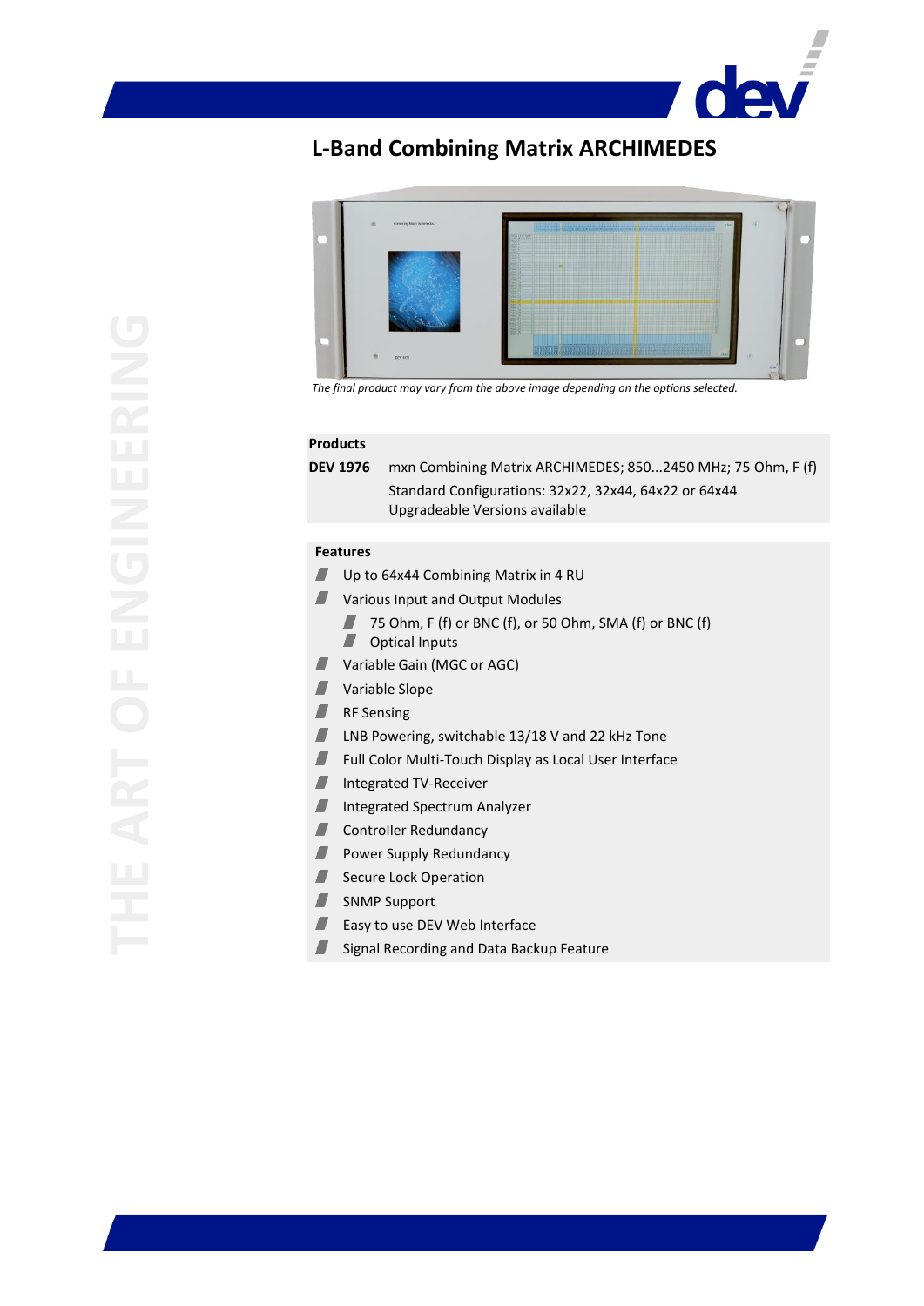# L-Band Combining Matrix ARCHIMEDES

*The final product may vary from the above image depending on the options selected.*

## Products

| | |
|---|---|
| **DEV 1976** | mxn Combining Matrix ARCHIMEDES; 850...2450 MHz; 75 Ohm, F (f) |
| | Standard Configurations: 32x22, 32x44, 64x22 or 64x44 |
| | Upgradeable Versions available |

## Features

- Up to 64x44 Combining Matrix in 4 RU
- Various Input and Output Modules
  - 75 Ohm, F (f) or BNC (f), or 50 Ohm, SMA (f) or BNC (f)
  - Optical Inputs
- Variable Gain (MGC or AGC)
- Variable Slope
- RF Sensing
- LNB Powering, switchable 13/18 V and 22 kHz Tone
- Full Color Multi-Touch Display as Local User Interface
- Integrated TV-Receiver
- Integrated Spectrum Analyzer
- Controller Redundancy
- Power Supply Redundancy
- Secure Lock Operation
- SNMP Support
- Easy to use DEV Web Interface
- Signal Recording and Data Backup Feature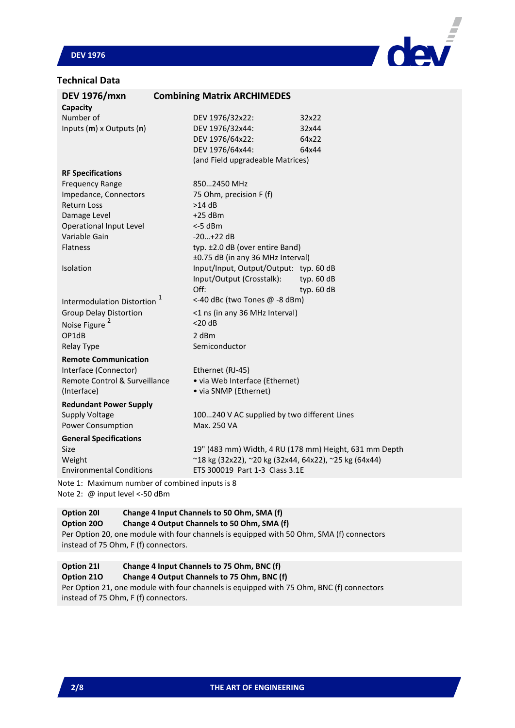## Technical Data

| DEV 1976/mxn | Combining Matrix ARCHIMEDES | |
|---|---|---|
| **Capacity** | | |
| Number of Inputs (**m**) x Outputs (**n**) | DEV 1976/32x22: | 32x22 |
| | DEV 1976/32x44: | 32x44 |
| | DEV 1976/64x22: | 64x22 |
| | DEV 1976/64x44: | 64x44 |
| | (and Field upgradeable Matrices) | |
| **RF Specifications** | | |
| Frequency Range | 850…2450 MHz | |
| Impedance, Connectors | 75 Ohm, precision F (f) | |
| Return Loss | >14 dB | |
| Damage Level | +25 dBm | |
| Operational Input Level | <-5 dBm | |
| Variable Gain | -20…+22 dB | |
| Flatness | typ. ±2.0 dB (over entire Band) | |
| | ±0.75 dB (in any 36 MHz Interval) | |
| Isolation | Input/Input, Output/Output: | typ. 60 dB |
| | Input/Output (Crosstalk): | typ. 60 dB |
| | Off: | typ. 60 dB |
| Intermodulation Distortion [1] | <-40 dBc (two Tones @ -8 dBm) | |
| Group Delay Distortion | <1 ns (in any 36 MHz Interval) | |
| Noise Figure [2] | <20 dB | |
| OP1dB | 2 dBm | |
| Relay Type | Semiconductor | |
| **Remote Communication** | | |
| Interface (Connector) | Ethernet (RJ-45) | |
| Remote Control & Surveillance (Interface) | • via Web Interface (Ethernet)<br>• via SNMP (Ethernet) | |
| **Redundant Power Supply** | | |
| Supply Voltage | 100…240 V AC supplied by two different Lines | |
| Power Consumption | Max. 250 VA | |
| **General Specifications** | | |
| Size | 19" (483 mm) Width, 4 RU (178 mm) Height, 631 mm Depth | |
| Weight | ~18 kg (32x22), ~20 kg (32x44, 64x22), ~25 kg (64x44) | |
| Environmental Conditions | ETS 300019 Part 1-3 Class 3.1E | |

Note 1: Maximum number of combined inputs is 8
Note 2: @ input level <-50 dBm

**Option 20I** **Change 4 Input Channels to 50 Ohm, SMA (f)**
**Option 20O** **Change 4 Output Channels to 50 Ohm, SMA (f)**
Per Option 20, one module with four channels is equipped with 50 Ohm, SMA (f) connectors instead of 75 Ohm, F (f) connectors.

**Option 21I** **Change 4 Input Channels to 75 Ohm, BNC (f)**
**Option 21O** **Change 4 Output Channels to 75 Ohm, BNC (f)**
Per Option 21, one module with four channels is equipped with 75 Ohm, BNC (f) connectors instead of 75 Ohm, F (f) connectors.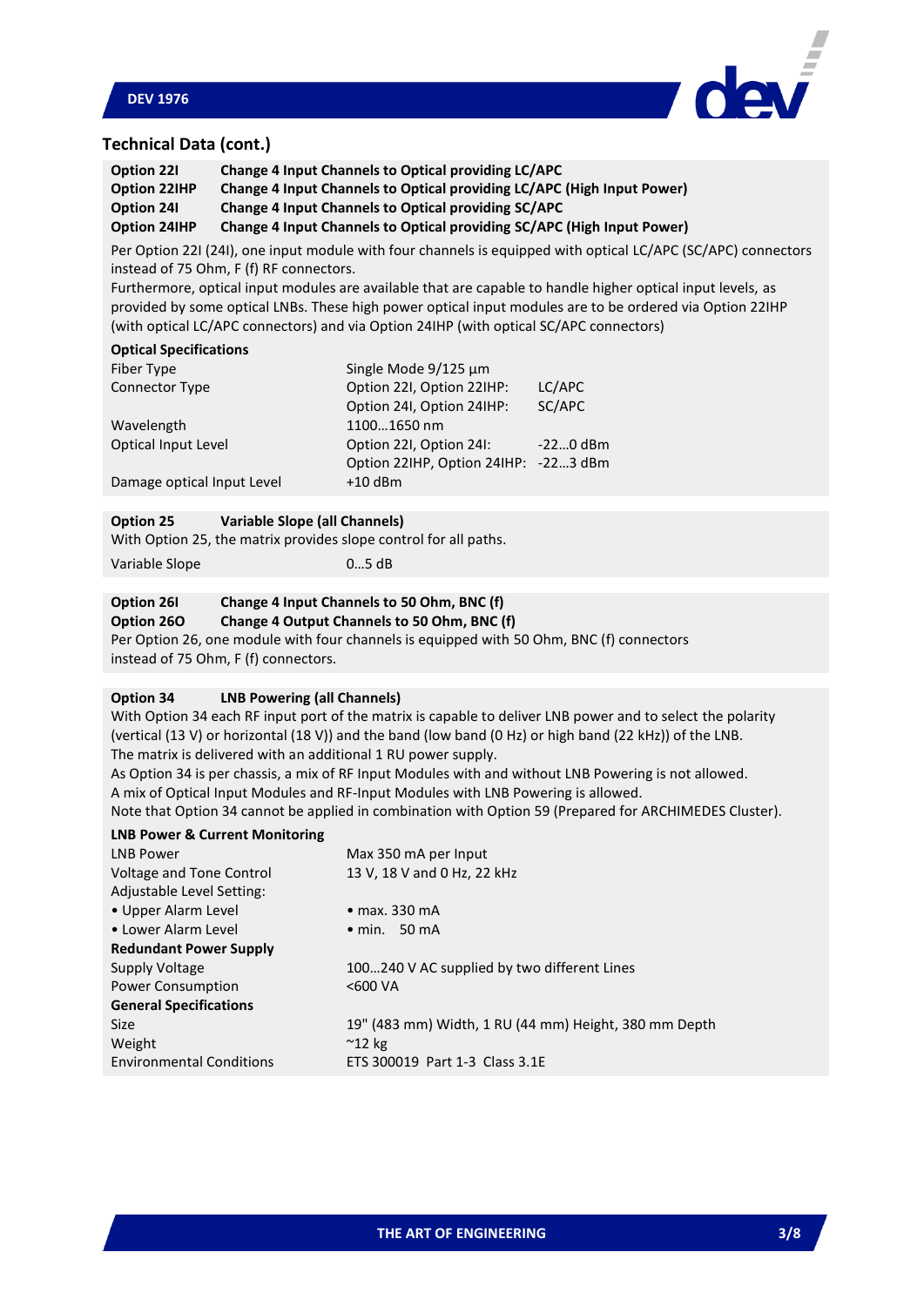## Technical Data (cont.)

**Option 22I** **Change 4 Input Channels to Optical providing LC/APC**
**Option 22IHP** **Change 4 Input Channels to Optical providing LC/APC (High Input Power)**
**Option 24I** **Change 4 Input Channels to Optical providing SC/APC**
**Option 24IHP** **Change 4 Input Channels to Optical providing SC/APC (High Input Power)**

Per Option 22I (24I), one input module with four channels is equipped with optical LC/APC (SC/APC) connectors instead of 75 Ohm, F (f) RF connectors.
Furthermore, optical input modules are available that are capable to handle higher optical input levels, as provided by some optical LNBs. These high power optical input modules are to be ordered via Option 22IHP (with optical LC/APC connectors) and via Option 24IHP (with optical SC/APC connectors)

**Optical Specifications**

| | | |
|---|---|---|
| Fiber Type | Single Mode 9/125 µm | |
| Connector Type | Option 22I, Option 22IHP: | LC/APC |
| | Option 24I, Option 24IHP: | SC/APC |
| Wavelength | 1100…1650 nm | |
| Optical Input Level | Option 22I, Option 24I: | -22…0 dBm |
| | Option 22IHP, Option 24IHP: | -22…3 dBm |
| Damage optical Input Level | +10 dBm | |

**Option 25** **Variable Slope (all Channels)**

With Option 25, the matrix provides slope control for all paths.

| | |
|---|---|
| Variable Slope | 0…5 dB |

**Option 26I** **Change 4 Input Channels to 50 Ohm, BNC (f)**
**Option 26O** **Change 4 Output Channels to 50 Ohm, BNC (f)**

Per Option 26, one module with four channels is equipped with 50 Ohm, BNC (f) connectors instead of 75 Ohm, F (f) connectors.

**Option 34** **LNB Powering (all Channels)**

With Option 34 each RF input port of the matrix is capable to deliver LNB power and to select the polarity (vertical (13 V) or horizontal (18 V)) and the band (low band (0 Hz) or high band (22 kHz)) of the LNB.
The matrix is delivered with an additional 1 RU power supply.
As Option 34 is per chassis, a mix of RF Input Modules with and without LNB Powering is not allowed.
A mix of Optical Input Modules and RF-Input Modules with LNB Powering is allowed.
Note that Option 34 cannot be applied in combination with Option 59 (Prepared for ARCHIMEDES Cluster).

**LNB Power & Current Monitoring**

| | |
|---|---|
| LNB Power | Max 350 mA per Input |
| Voltage and Tone Control | 13 V, 18 V and 0 Hz, 22 kHz |
| Adjustable Level Setting: | |
| • Upper Alarm Level | • max. 330 mA |
| • Lower Alarm Level | • min. 50 mA |
| **Redundant Power Supply** | |
| Supply Voltage | 100…240 V AC supplied by two different Lines |
| Power Consumption | <600 VA |
| **General Specifications** | |
| Size | 19" (483 mm) Width, 1 RU (44 mm) Height, 380 mm Depth |
| Weight | ~12 kg |
| Environmental Conditions | ETS 300019 Part 1-3 Class 3.1E |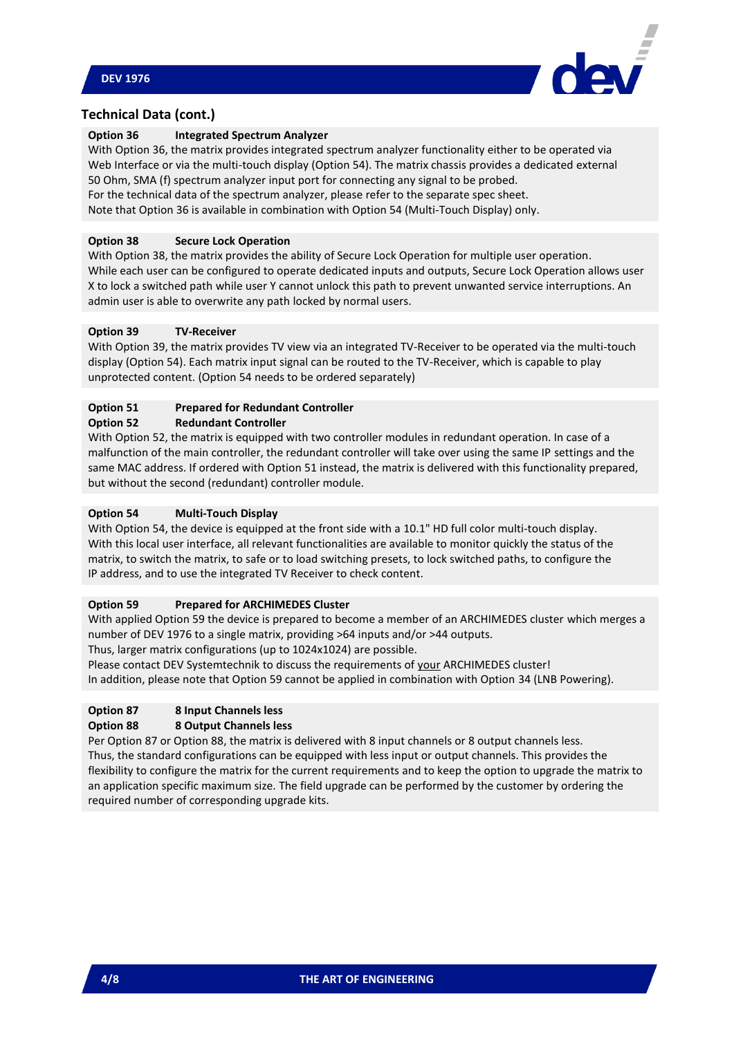## Technical Data (cont.)

**Option 36 Integrated Spectrum Analyzer**

With Option 36, the matrix provides integrated spectrum analyzer functionality either to be operated via Web Interface or via the multi-touch display (Option 54). The matrix chassis provides a dedicated external 50 Ohm, SMA (f) spectrum analyzer input port for connecting any signal to be probed.
For the technical data of the spectrum analyzer, please refer to the separate spec sheet.
Note that Option 36 is available in combination with Option 54 (Multi-Touch Display) only.

**Option 38 Secure Lock Operation**

With Option 38, the matrix provides the ability of Secure Lock Operation for multiple user operation. While each user can be configured to operate dedicated inputs and outputs, Secure Lock Operation allows user X to lock a switched path while user Y cannot unlock this path to prevent unwanted service interruptions. An admin user is able to overwrite any path locked by normal users.

**Option 39 TV-Receiver**

With Option 39, the matrix provides TV view via an integrated TV-Receiver to be operated via the multi-touch display (Option 54). Each matrix input signal can be routed to the TV-Receiver, which is capable to play unprotected content. (Option 54 needs to be ordered separately)

**Option 51 Prepared for Redundant Controller**
**Option 52 Redundant Controller**

With Option 52, the matrix is equipped with two controller modules in redundant operation. In case of a malfunction of the main controller, the redundant controller will take over using the same IP settings and the same MAC address. If ordered with Option 51 instead, the matrix is delivered with this functionality prepared, but without the second (redundant) controller module.

**Option 54 Multi-Touch Display**

With Option 54, the device is equipped at the front side with a 10.1" HD full color multi-touch display. With this local user interface, all relevant functionalities are available to monitor quickly the status of the matrix, to switch the matrix, to safe or to load switching presets, to lock switched paths, to configure the IP address, and to use the integrated TV Receiver to check content.

**Option 59 Prepared for ARCHIMEDES Cluster**

With applied Option 59 the device is prepared to become a member of an ARCHIMEDES cluster which merges a number of DEV 1976 to a single matrix, providing >64 inputs and/or >44 outputs.
Thus, larger matrix configurations (up to 1024x1024) are possible.
Please contact DEV Systemtechnik to discuss the requirements of your ARCHIMEDES cluster!
In addition, please note that Option 59 cannot be applied in combination with Option 34 (LNB Powering).

**Option 87 8 Input Channels less**
**Option 88 8 Output Channels less**

Per Option 87 or Option 88, the matrix is delivered with 8 input channels or 8 output channels less. Thus, the standard configurations can be equipped with less input or output channels. This provides the flexibility to configure the matrix for the current requirements and to keep the option to upgrade the matrix to an application specific maximum size. The field upgrade can be performed by the customer by ordering the required number of corresponding upgrade kits.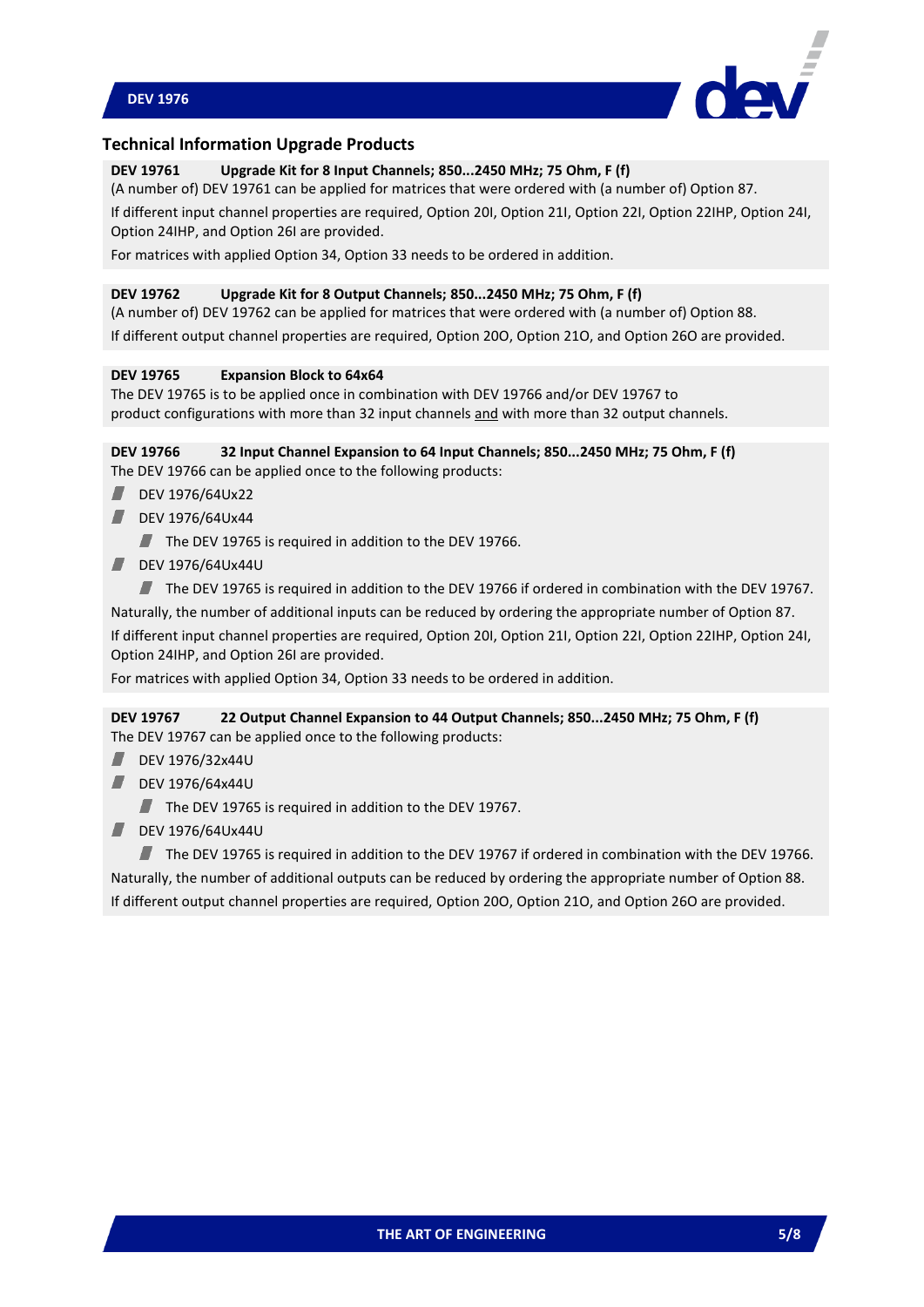## Technical Information Upgrade Products

**DEV 19761 Upgrade Kit for 8 Input Channels; 850...2450 MHz; 75 Ohm, F (f)**

(A number of) DEV 19761 can be applied for matrices that were ordered with (a number of) Option 87.

If different input channel properties are required, Option 20I, Option 21I, Option 22IHP, Option 24I, Option 24IHP, and Option 26I are provided.

For matrices with applied Option 34, Option 33 needs to be ordered in addition.

**DEV 19762 Upgrade Kit for 8 Output Channels; 850...2450 MHz; 75 Ohm, F (f)**

(A number of) DEV 19762 can be applied for matrices that were ordered with (a number of) Option 88.

If different output channel properties are required, Option 20O, Option 21O, and Option 26O are provided.

**DEV 19765 Expansion Block to 64x64**

The DEV 19765 is to be applied once in combination with DEV 19766 and/or DEV 19767 to product configurations with more than 32 input channels and with more than 32 output channels.

**DEV 19766 32 Input Channel Expansion to 64 Input Channels; 850...2450 MHz; 75 Ohm, F (f)**

The DEV 19766 can be applied once to the following products:

- DEV 1976/64Ux22
- DEV 1976/64Ux44
  - The DEV 19765 is required in addition to the DEV 19766.
- DEV 1976/64Ux44U
  - The DEV 19765 is required in addition to the DEV 19766 if ordered in combination with the DEV 19767.

Naturally, the number of additional inputs can be reduced by ordering the appropriate number of Option 87.

If different input channel properties are required, Option 20I, Option 21I, Option 22I, Option 22IHP, Option 24I, Option 24IHP, and Option 26I are provided.

For matrices with applied Option 34, Option 33 needs to be ordered in addition.

**DEV 19767 22 Output Channel Expansion to 44 Output Channels; 850...2450 MHz; 75 Ohm, F (f)**

The DEV 19767 can be applied once to the following products:

- DEV 1976/32x44U
- DEV 1976/64x44U
  - The DEV 19765 is required in addition to the DEV 19767.
- DEV 1976/64Ux44U
  - The DEV 19765 is required in addition to the DEV 19767 if ordered in combination with the DEV 19766.

Naturally, the number of additional outputs can be reduced by ordering the appropriate number of Option 88.

If different output channel properties are required, Option 20O, Option 21O, and Option 26O are provided.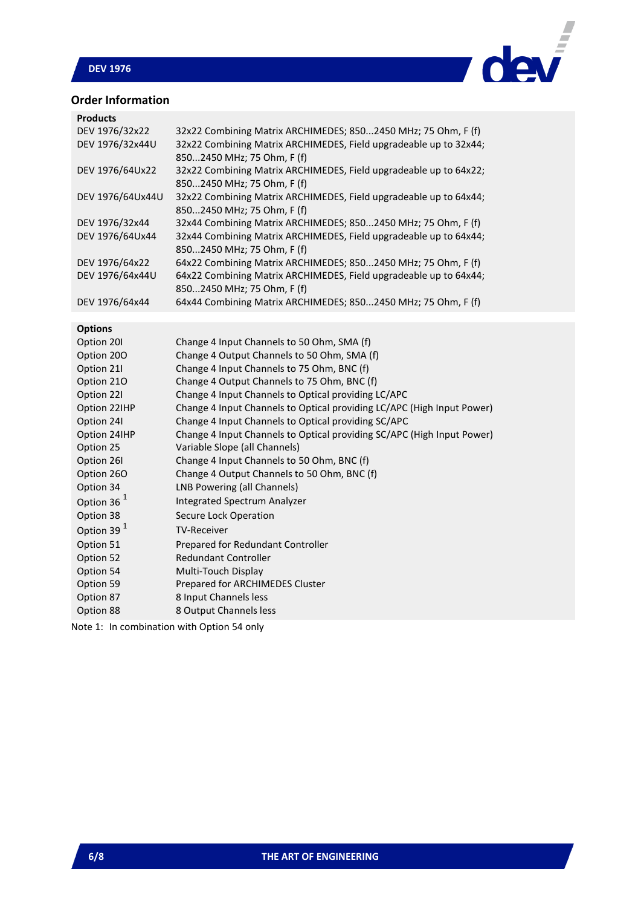## Order Information

| Products | |
|---|---|
| DEV 1976/32x22 | 32x22 Combining Matrix ARCHIMEDES; 850...2450 MHz; 75 Ohm, F (f) |
| DEV 1976/32x44U | 32x22 Combining Matrix ARCHIMEDES, Field upgradeable up to 32x44; 850...2450 MHz; 75 Ohm, F (f) |
| DEV 1976/64Ux22 | 32x22 Combining Matrix ARCHIMEDES, Field upgradeable up to 64x22; 850...2450 MHz; 75 Ohm, F (f) |
| DEV 1976/64Ux44U | 32x22 Combining Matrix ARCHIMEDES, Field upgradeable up to 64x44; 850...2450 MHz; 75 Ohm, F (f) |
| DEV 1976/32x44 | 32x44 Combining Matrix ARCHIMEDES; 850...2450 MHz; 75 Ohm, F (f) |
| DEV 1976/64Ux44 | 32x44 Combining Matrix ARCHIMEDES, Field upgradeable up to 64x44; 850...2450 MHz; 75 Ohm, F (f) |
| DEV 1976/64x22 | 64x22 Combining Matrix ARCHIMEDES; 850...2450 MHz; 75 Ohm, F (f) |
| DEV 1976/64x44U | 64x22 Combining Matrix ARCHIMEDES, Field upgradeable up to 64x44; 850...2450 MHz; 75 Ohm, F (f) |
| DEV 1976/64x44 | 64x44 Combining Matrix ARCHIMEDES; 850...2450 MHz; 75 Ohm, F (f) |

| Options | |
|---|---|
| Option 20I | Change 4 Input Channels to 50 Ohm, SMA (f) |
| Option 20O | Change 4 Output Channels to 50 Ohm, SMA (f) |
| Option 21I | Change 4 Input Channels to 75 Ohm, BNC (f) |
| Option 21O | Change 4 Output Channels to 75 Ohm, BNC (f) |
| Option 22I | Change 4 Input Channels to Optical providing LC/APC |
| Option 22IHP | Change 4 Input Channels to Optical providing LC/APC (High Input Power) |
| Option 24I | Change 4 Input Channels to Optical providing SC/APC |
| Option 24IHP | Change 4 Input Channels to Optical providing SC/APC (High Input Power) |
| Option 25 | Variable Slope (all Channels) |
| Option 26I | Change 4 Input Channels to 50 Ohm, BNC (f) |
| Option 26O | Change 4 Output Channels to 50 Ohm, BNC (f) |
| Option 34 | LNB Powering (all Channels) |
| Option 36 [1] | Integrated Spectrum Analyzer |
| Option 38 | Secure Lock Operation |
| Option 39 [1] | TV-Receiver |
| Option 51 | Prepared for Redundant Controller |
| Option 52 | Redundant Controller |
| Option 54 | Multi-Touch Display |
| Option 59 | Prepared for ARCHIMEDES Cluster |
| Option 87 | 8 Input Channels less |
| Option 88 | 8 Output Channels less |

Note 1: In combination with Option 54 only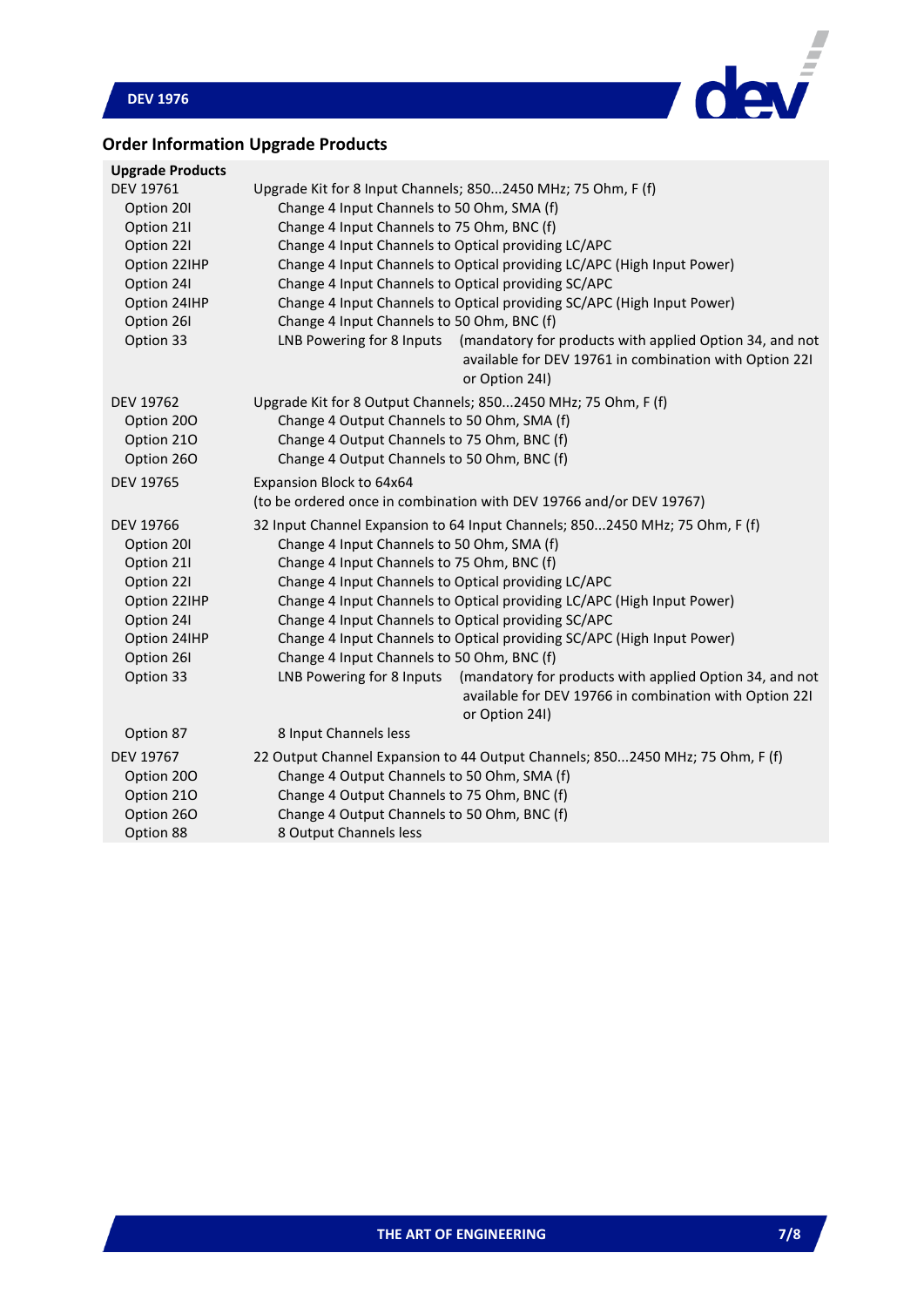## Order Information Upgrade Products

| Upgrade Products | |
|---|---|
| DEV 19761 | Upgrade Kit for 8 Input Channels; 850...2450 MHz; 75 Ohm, F (f) |
| Option 20I | Change 4 Input Channels to 50 Ohm, SMA (f) |
| Option 21I | Change 4 Input Channels to 75 Ohm, BNC (f) |
| Option 22I | Change 4 Input Channels to Optical providing LC/APC |
| Option 22IHP | Change 4 Input Channels to Optical providing LC/APC (High Input Power) |
| Option 24I | Change 4 Input Channels to Optical providing SC/APC |
| Option 24IHP | Change 4 Input Channels to Optical providing SC/APC (High Input Power) |
| Option 26I | Change 4 Input Channels to 50 Ohm, BNC (f) |
| Option 33 | LNB Powering for 8 Inputs (mandatory for products with applied Option 34, and not available for DEV 19761 in combination with Option 22I or Option 24I) |
| DEV 19762 | Upgrade Kit for 8 Output Channels; 850...2450 MHz; 75 Ohm, F (f) |
| Option 20O | Change 4 Output Channels to 50 Ohm, SMA (f) |
| Option 21O | Change 4 Output Channels to 75 Ohm, BNC (f) |
| Option 26O | Change 4 Output Channels to 50 Ohm, BNC (f) |
| DEV 19765 | Expansion Block to 64x64 (to be ordered once in combination with DEV 19766 and/or DEV 19767) |
| DEV 19766 | 32 Input Channel Expansion to 64 Input Channels; 850...2450 MHz; 75 Ohm, F (f) |
| Option 20I | Change 4 Input Channels to 50 Ohm, SMA (f) |
| Option 21I | Change 4 Input Channels to 75 Ohm, BNC (f) |
| Option 22I | Change 4 Input Channels to Optical providing LC/APC |
| Option 22IHP | Change 4 Input Channels to Optical providing LC/APC (High Input Power) |
| Option 24I | Change 4 Input Channels to Optical providing SC/APC |
| Option 24IHP | Change 4 Input Channels to Optical providing SC/APC (High Input Power) |
| Option 26I | Change 4 Input Channels to 50 Ohm, BNC (f) |
| Option 33 | LNB Powering for 8 Inputs (mandatory for products with applied Option 34, and not available for DEV 19766 in combination with Option 22I or Option 24I) |
| Option 87 | 8 Input Channels less |
| DEV 19767 | 22 Output Channel Expansion to 44 Output Channels; 850...2450 MHz; 75 Ohm, F (f) |
| Option 20O | Change 4 Output Channels to 50 Ohm, SMA (f) |
| Option 21O | Change 4 Output Channels to 75 Ohm, BNC (f) |
| Option 26O | Change 4 Output Channels to 50 Ohm, BNC (f) |
| Option 88 | 8 Output Channels less |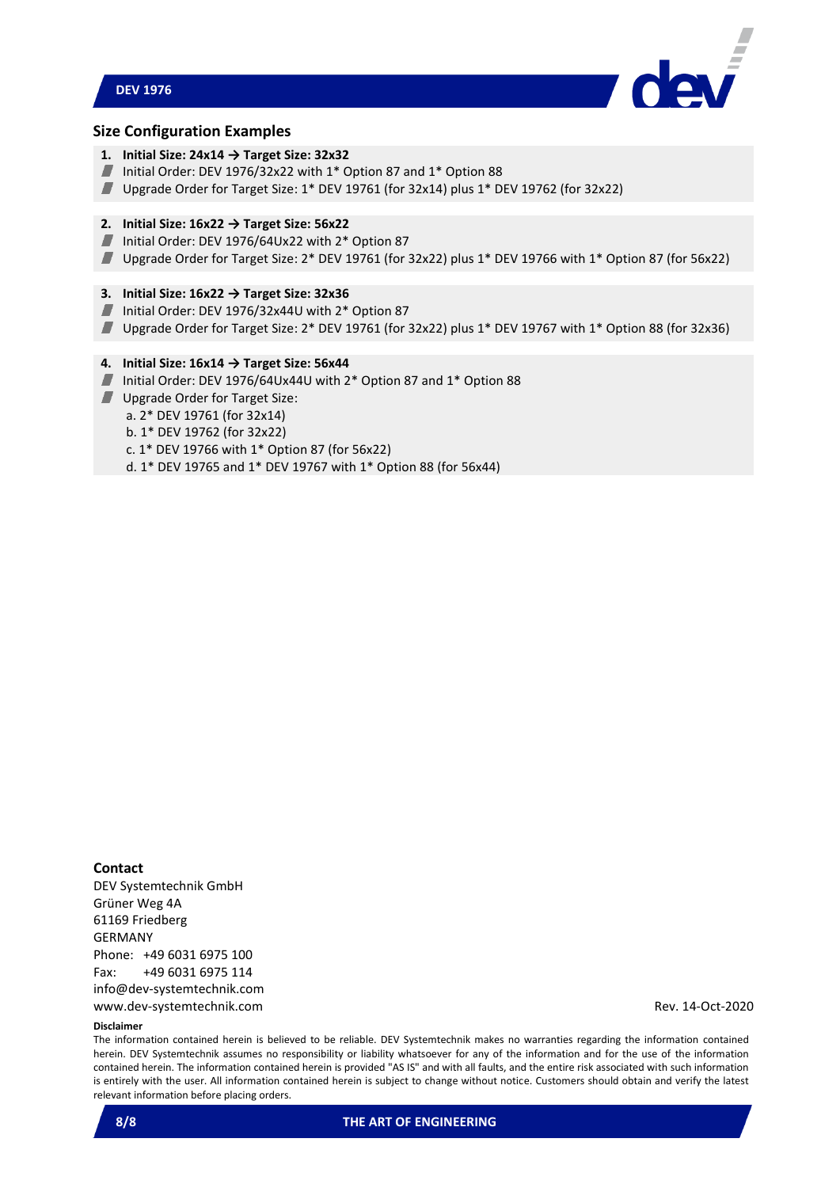## Size Configuration Examples

1. **Initial Size: 24x14 → Target Size: 32x32**
   - Initial Order: DEV 1976/32x22 with 1* Option 87 and 1* Option 88
   - Upgrade Order for Target Size: 1* DEV 19761 (for 32x14) plus 1* DEV 19762 (for 32x22)

2. **Initial Size: 16x22 → Target Size: 56x22**
   - Initial Order: DEV 1976/64Ux22 with 2* Option 87
   - Upgrade Order for Target Size: 2* DEV 19761 (for 32x22) plus 1* DEV 19766 with 1* Option 87 (for 56x22)

3. **Initial Size: 16x22 → Target Size: 32x36**
   - Initial Order: DEV 1976/32x44U with 2* Option 87
   - Upgrade Order for Target Size: 2* DEV 19761 (for 32x22) plus 1* DEV 19767 with 1* Option 88 (for 32x36)

4. **Initial Size: 16x14 → Target Size: 56x44**
   - Initial Order: DEV 1976/64Ux44U with 2* Option 87 and 1* Option 88
   - Upgrade Order for Target Size:
     a. 2* DEV 19761 (for 32x14)
     b. 1* DEV 19762 (for 32x22)
     c. 1* DEV 19766 with 1* Option 87 (for 56x22)
     d. 1* DEV 19765 and 1* DEV 19767 with 1* Option 88 (for 56x44)

**Contact**

DEV Systemtechnik GmbH
Grüner Weg 4A
61169 Friedberg
GERMANY
Phone: +49 6031 6975 100
Fax: +49 6031 6975 114
info@dev-systemtechnik.com
www.dev-systemtechnik.com

Rev. 14-Oct-2020

**Disclaimer**

The information contained herein is believed to be reliable. DEV Systemtechnik makes no warranties regarding the information contained herein. DEV Systemtechnik assumes no responsibility or liability whatsoever for any of the information and for the use of the information contained herein. The information contained herein is provided "AS IS" and with all faults, and the entire risk associated with such information is entirely with the user. All information contained herein is subject to change without notice. Customers should obtain and verify the latest relevant information before placing orders.